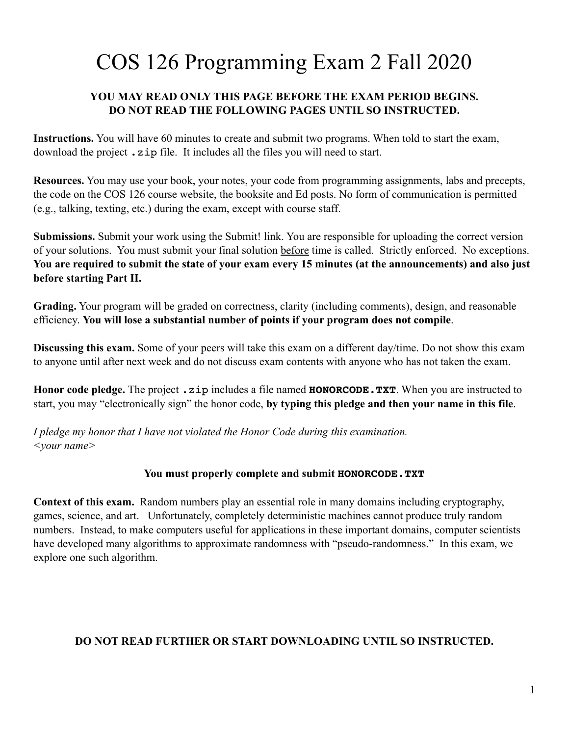# COS 126 Programming Exam 2 Fall 2020

**YOU MAY READ ONLY THIS PAGE BEFORE THE EXAM PERIOD BEGINS.**
**DO NOT READ THE FOLLOWING PAGES UNTIL SO INSTRUCTED.**

**Instructions.** You will have 60 minutes to create and submit two programs. When told to start the exam, download the project `.zip` file. It includes all the files you will need to start.

**Resources.** You may use your book, your notes, your code from programming assignments, labs and precepts, the code on the COS 126 course website, the booksite and Ed posts. No form of communication is permitted (e.g., talking, texting, etc.) during the exam, except with course staff.

**Submissions.** Submit your work using the Submit! link. You are responsible for uploading the correct version of your solutions. You must submit your final solution before time is called. Strictly enforced. No exceptions. **You are required to submit the state of your exam every 15 minutes (at the announcements) and also just before starting Part II.**

**Grading.** Your program will be graded on correctness, clarity (including comments), design, and reasonable efficiency. **You will lose a substantial number of points if your program does not compile**.

**Discussing this exam.** Some of your peers will take this exam on a different day/time. Do not show this exam to anyone until after next week and do not discuss exam contents with anyone who has not taken the exam.

**Honor code pledge.** The project `.zip` includes a file named **`HONORCODE.TXT`**. When you are instructed to start, you may "electronically sign" the honor code, **by typing this pledge and then your name in this file**.

*I pledge my honor that I have not violated the Honor Code during this examination.*
*<your name>*

**You must properly complete and submit `HONORCODE.TXT`**

**Context of this exam.** Random numbers play an essential role in many domains including cryptography, games, science, and art. Unfortunately, completely deterministic machines cannot produce truly random numbers. Instead, to make computers useful for applications in these important domains, computer scientists have developed many algorithms to approximate randomness with "pseudo-randomness." In this exam, we explore one such algorithm.

**DO NOT READ FURTHER OR START DOWNLOADING UNTIL SO INSTRUCTED.**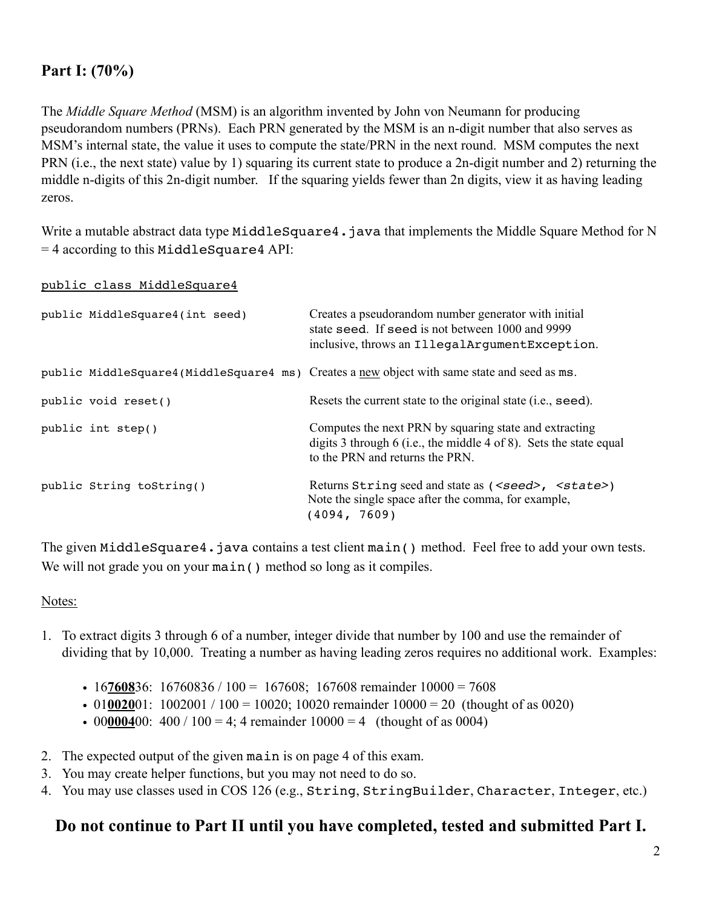## Part I: (70%)

The *Middle Square Method* (MSM) is an algorithm invented by John von Neumann for producing pseudorandom numbers (PRNs). Each PRN generated by the MSM is an n-digit number that also serves as MSM's internal state, the value it uses to compute the state/PRN in the next round. MSM computes the next PRN (i.e., the next state) value by 1) squaring its current state to produce a 2n-digit number and 2) returning the middle n-digits of this 2n-digit number. If the squaring yields fewer than 2n digits, view it as having leading zeros.

Write a mutable abstract data type `MiddleSquare4.java` that implements the Middle Square Method for N = 4 according to this `MiddleSquare4` API:

<u>`public class MiddleSquare4`</u>

| | |
|---|---|
| `public MiddleSquare4(int seed)` | Creates a pseudorandom number generator with initial state `seed`. If `seed` is not between 1000 and 9999 inclusive, throws an `IllegalArgumentException`. |
| `public MiddleSquare4(MiddleSquare4 ms)` | Creates a <u>new</u> object with same state and seed as `ms`. |
| `public void reset()` | Resets the current state to the original state (i.e., `seed`). |
| `public int step()` | Computes the next PRN by squaring state and extracting digits 3 through 6 (i.e., the middle 4 of 8). Sets the state equal to the PRN and returns the PRN. |
| `public String toString()` | Returns `String` seed and state as `(<seed>, <state>)` Note the single space after the comma, for example, `(4094, 7609)` |

The given `MiddleSquare4.java` contains a test client `main()` method. Feel free to add your own tests. We will not grade you on your `main()` method so long as it compiles.

<u>Notes:</u>

1. To extract digits 3 through 6 of a number, integer divide that number by 100 and use the remainder of dividing that by 10,000. Treating a number as having leading zeros requires no additional work. Examples:
   - 16**<u>7608</u>**36: 16760836 / 100 = 167608; 167608 remainder 10000 = 7608
   - 01**<u>0020</u>**01: 1002001 / 100 = 10020; 10020 remainder 10000 = 20 (thought of as 0020)
   - 00**<u>0004</u>**00: 400 / 100 = 4; 4 remainder 10000 = 4 (thought of as 0004)
2. The expected output of the given `main` is on page 4 of this exam.
3. You may create helper functions, but you may not need to do so.
4. You may use classes used in COS 126 (e.g., `String`, `StringBuilder`, `Character`, `Integer`, etc.)

### Do not continue to Part II until you have completed, tested and submitted Part I.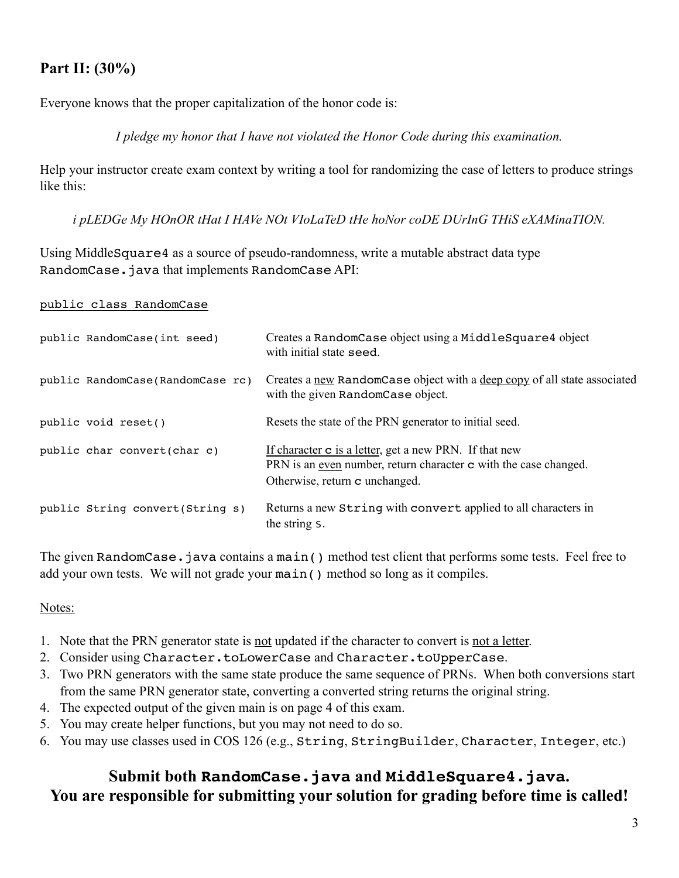## Part II: (30%)

Everyone knows that the proper capitalization of the honor code is:

*I pledge my honor that I have not violated the Honor Code during this examination.*

Help your instructor create exam context by writing a tool for randomizing the case of letters to produce strings like this:

*i pLEDGe My HOnOR tHat I HAVe NOt VIoLaTeD tHe hoNor coDE DUrInG THiS eXAMinaTION.*

Using `MiddleSquare4` as a source of pseudo-randomness, write a mutable abstract data type `RandomCase.java` that implements `RandomCase` API:

`public class RandomCase`

| | |
|---|---|
| `public RandomCase(int seed)` | Creates a `RandomCase` object using a `MiddleSquare4` object with initial state `seed`. |
| `public RandomCase(RandomCase rc)` | Creates a new `RandomCase` object with a deep copy of all state associated with the given `RandomCase` object. |
| `public void reset()` | Resets the state of the PRN generator to initial seed. |
| `public char convert(char c)` | If character `c` is a letter, get a new PRN. If that new PRN is an even number, return character `c` with the case changed. Otherwise, return `c` unchanged. |
| `public String convert(String s)` | Returns a new `String` with `convert` applied to all characters in the string `s`. |

The given `RandomCase.java` contains a `main()` method test client that performs some tests. Feel free to add your own tests. We will not grade your `main()` method so long as it compiles.

Notes:

1. Note that the PRN generator state is not updated if the character to convert is not a letter.
2. Consider using `Character.toLowerCase` and `Character.toUpperCase`.
3. Two PRN generators with the same state produce the same sequence of PRNs. When both conversions start from the same PRN generator state, converting a converted string returns the original string.
4. The expected output of the given main is on page 4 of this exam.
5. You may create helper functions, but you may not need to do so.
6. You may use classes used in COS 126 (e.g., `String`, `StringBuilder`, `Character`, `Integer`, etc.)

**Submit both `RandomCase.java` and `MiddleSquare4.java`.**
**You are responsible for submitting your solution for grading before time is called!**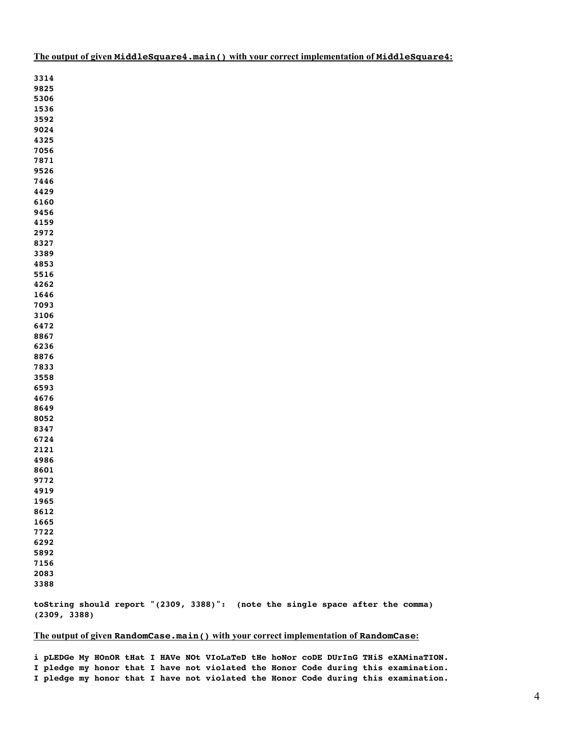**The output of given `MiddleSquare4.main()` with your correct implementation of `MiddleSquare4`:**

```
3314
9825
5306
1536
3592
9024
4325
7056
7871
9526
7446
4429
6160
9456
4159
2972
8327
3389
4853
5516
4262
1646
7093
3106
6472
8867
6236
8876
7833
3558
6593
4676
8649
8052
8347
6724
2121
4986
8601
9772
4919
1965
8612
1665
7722
6292
5892
7156
2083
3388

toString should report "(2309, 3388)":  (note the single space after the comma)
(2309, 3388)
```

**The output of given `RandomCase.main()` with your correct implementation of `RandomCase`:**

```
i pLEDGe My HOnOR tHat I HAVe NOt VIoLaTeD tHe hoNor coDE DUrInG THiS eXAMinaTION.
I pledge my honor that I have not violated the Honor Code during this examination.
I pledge my honor that I have not violated the Honor Code during this examination.
```